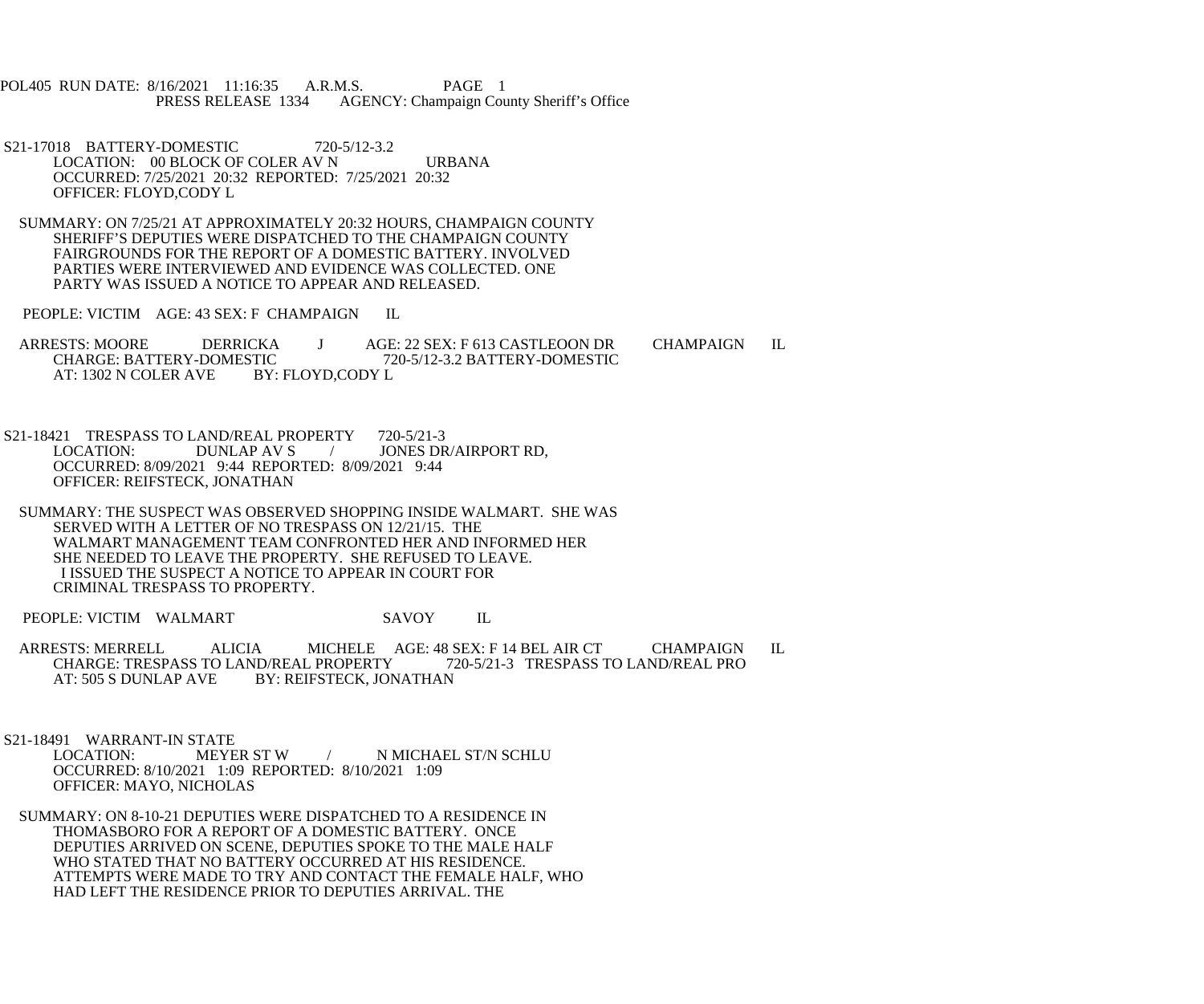POL405 RUN DATE: 8/16/2021 11:16:35 A.R.M.S. PAGE 1
PRESS RELEASE 1334 AGENCY: Champaign County Sheriff's Office

S21-17018 BATTERY-DOMESTIC 720-5/12-3.2
LOCATION: 00 BLOCK OF COLER AV N URBANA
OCCURRED: 7/25/2021 20:32 REPORTED: 7/25/2021 20:32
OFFICER: FLOYD,CODY L

SUMMARY: ON 7/25/21 AT APPROXIMATELY 20:32 HOURS, CHAMPAIGN COUNTY SHERIFF'S DEPUTIES WERE DISPATCHED TO THE CHAMPAIGN COUNTY FAIRGROUNDS FOR THE REPORT OF A DOMESTIC BATTERY. INVOLVED PARTIES WERE INTERVIEWED AND EVIDENCE WAS COLLECTED. ONE PARTY WAS ISSUED A NOTICE TO APPEAR AND RELEASED.

PEOPLE: VICTIM AGE: 43 SEX: F CHAMPAIGN IL

ARRESTS: MOORE DERRICKA J AGE: 22 SEX: F 613 CASTLEOON DR CHAMPAIGN IL
CHARGE: BATTERY-DOMESTIC 720-5/12-3.2 BATTERY-DOMESTIC
AT: 1302 N COLER AVE BY: FLOYD,CODY L

S21-18421 TRESPASS TO LAND/REAL PROPERTY 720-5/21-3
LOCATION: DUNLAP AV S / JONES DR/AIRPORT RD,
OCCURRED: 8/09/2021 9:44 REPORTED: 8/09/2021 9:44
OFFICER: REIFSTECK, JONATHAN

SUMMARY: THE SUSPECT WAS OBSERVED SHOPPING INSIDE WALMART. SHE WAS SERVED WITH A LETTER OF NO TRESPASS ON 12/21/15. THE WALMART MANAGEMENT TEAM CONFRONTED HER AND INFORMED HER SHE NEEDED TO LEAVE THE PROPERTY. SHE REFUSED TO LEAVE. I ISSUED THE SUSPECT A NOTICE TO APPEAR IN COURT FOR CRIMINAL TRESPASS TO PROPERTY.

PEOPLE: VICTIM WALMART SAVOY IL

ARRESTS: MERRELL ALICIA MICHELE AGE: 48 SEX: F 14 BEL AIR CT CHAMPAIGN IL
CHARGE: TRESPASS TO LAND/REAL PROPERTY 720-5/21-3 TRESPASS TO LAND/REAL PRO
AT: 505 S DUNLAP AVE BY: REIFSTECK, JONATHAN

S21-18491 WARRANT-IN STATE
LOCATION: MEYER ST W / N MICHAEL ST/N SCHLU
OCCURRED: 8/10/2021 1:09 REPORTED: 8/10/2021 1:09
OFFICER: MAYO, NICHOLAS

SUMMARY: ON 8-10-21 DEPUTIES WERE DISPATCHED TO A RESIDENCE IN THOMASBORO FOR A REPORT OF A DOMESTIC BATTERY. ONCE DEPUTIES ARRIVED ON SCENE, DEPUTIES SPOKE TO THE MALE HALF WHO STATED THAT NO BATTERY OCCURRED AT HIS RESIDENCE. ATTEMPTS WERE MADE TO TRY AND CONTACT THE FEMALE HALF, WHO HAD LEFT THE RESIDENCE PRIOR TO DEPUTIES ARRIVAL. THE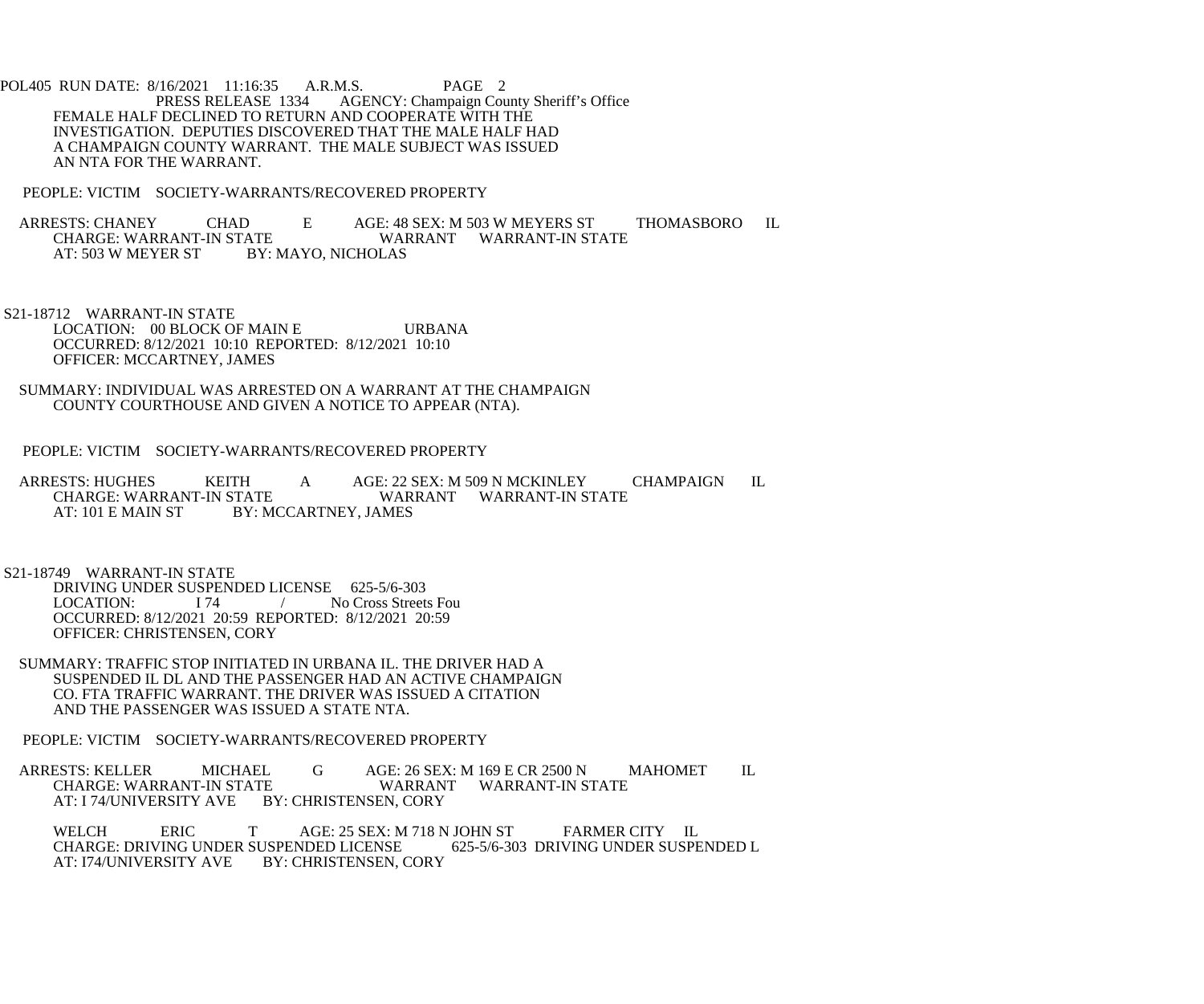FEMALE HALF DECLINED TO RETURN AND COOPERATE WITH THE INVESTIGATION. DEPUTIES DISCOVERED THAT THE MALE HALF HAD A CHAMPAIGN COUNTY WARRANT. THE MALE SUBJECT WAS ISSUED AN NTA FOR THE WARRANT.

PEOPLE: VICTIM SOCIETY-WARRANTS/RECOVERED PROPERTY

ARRESTS: CHANEY CHAD E AGE: 48 SEX: M 503 W MEYERS ST THOMASBORO IL
CHARGE: WARRANT-IN STATE WARRANT WARRANT-IN STATE
AT: 503 W MEYER ST BY: MAYO, NICHOLAS

S21-18712 WARRANT-IN STATE
LOCATION: 00 BLOCK OF MAIN E URBANA
OCCURRED: 8/12/2021 10:10 REPORTED: 8/12/2021 10:10
OFFICER: MCCARTNEY, JAMES

SUMMARY: INDIVIDUAL WAS ARRESTED ON A WARRANT AT THE CHAMPAIGN COUNTY COURTHOUSE AND GIVEN A NOTICE TO APPEAR (NTA).

PEOPLE: VICTIM SOCIETY-WARRANTS/RECOVERED PROPERTY

ARRESTS: HUGHES KEITH A AGE: 22 SEX: M 509 N MCKINLEY CHAMPAIGN IL
CHARGE: WARRANT-IN STATE WARRANT WARRANT-IN STATE
AT: 101 E MAIN ST BY: MCCARTNEY, JAMES

S21-18749 WARRANT-IN STATE
DRIVING UNDER SUSPENDED LICENSE 625-5/6-303
LOCATION: I 74 / No Cross Streets Fou
OCCURRED: 8/12/2021 20:59 REPORTED: 8/12/2021 20:59
OFFICER: CHRISTENSEN, CORY

SUMMARY: TRAFFIC STOP INITIATED IN URBANA IL. THE DRIVER HAD A SUSPENDED IL DL AND THE PASSENGER HAD AN ACTIVE CHAMPAIGN CO. FTA TRAFFIC WARRANT. THE DRIVER WAS ISSUED A CITATION AND THE PASSENGER WAS ISSUED A STATE NTA.

PEOPLE: VICTIM SOCIETY-WARRANTS/RECOVERED PROPERTY

ARRESTS: KELLER MICHAEL G AGE: 26 SEX: M 169 E CR 2500 N MAHOMET IL
CHARGE: WARRANT-IN STATE WARRANT WARRANT-IN STATE
AT: I 74/UNIVERSITY AVE BY: CHRISTENSEN, CORY

WELCH ERIC T AGE: 25 SEX: M 718 N JOHN ST FARMER CITY IL
CHARGE: DRIVING UNDER SUSPENDED LICENSE 625-5/6-303 DRIVING UNDER SUSPENDED L
AT: I74/UNIVERSITY AVE BY: CHRISTENSEN, CORY